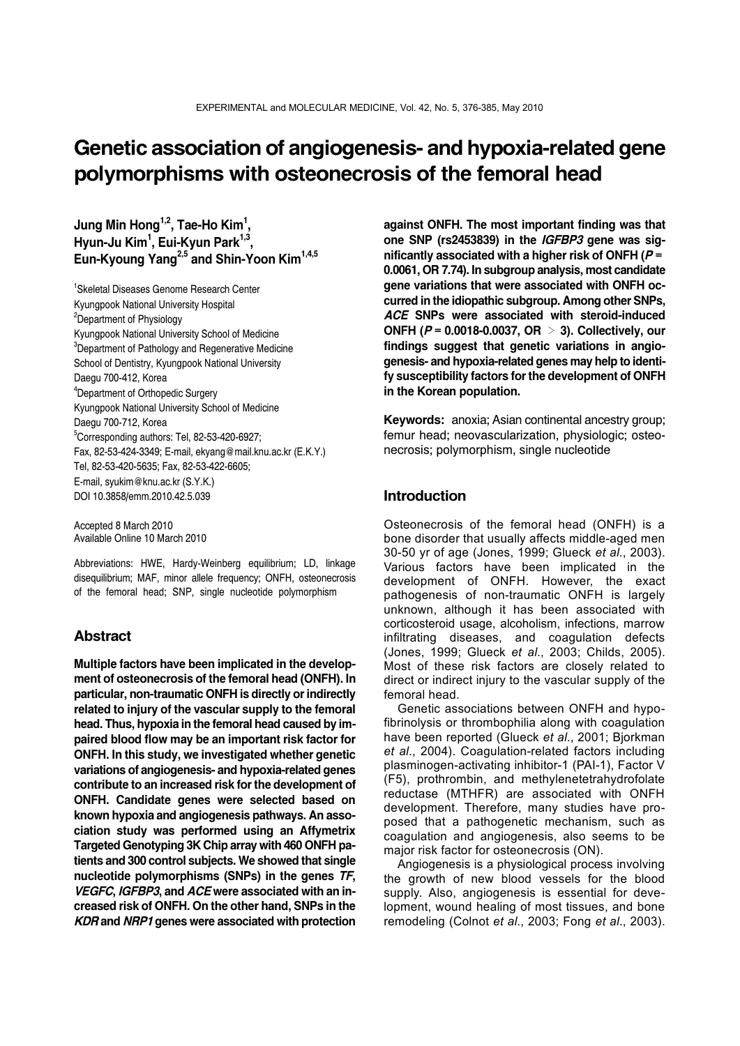# Genetic association of angiogenesis- and hypoxia-related gene polymorphisms with osteonecrosis of the femoral head

**Jung Min Hong[1,2], Tae-Ho Kim[1], Hyun-Ju Kim[1], Eui-Kyun Park[1,3], Eun-Kyoung Yang[2,5] and Shin-Yoon Kim[1,4,5]**

[1]Skeletal Diseases Genome Research Center
Kyungpook National University Hospital
[2]Department of Physiology
Kyungpook National University School of Medicine
[3]Department of Pathology and Regenerative Medicine
School of Dentistry, Kyungpook National University
Daegu 700-412, Korea
[4]Department of Orthopedic Surgery
Kyungpook National University School of Medicine
Daegu 700-712, Korea
[5]Corresponding authors: Tel, 82-53-420-6927;
Fax, 82-53-424-3349; E-mail, ekyang@mail.knu.ac.kr (E.K.Y.)
Tel, 82-53-420-5635; Fax, 82-53-422-6605;
E-mail, syukim@knu.ac.kr (S.Y.K.)
DOI 10.3858/emm.2010.42.5.039

Accepted 8 March 2010
Available Online 10 March 2010

Abbreviations: HWE, Hardy-Weinberg equilibrium; LD, linkage disequilibrium; MAF, minor allele frequency; ONFH, osteonecrosis of the femoral head; SNP, single nucleotide polymorphism

## Abstract

**Multiple factors have been implicated in the development of osteonecrosis of the femoral head (ONFH). In particular, non-traumatic ONFH is directly or indirectly related to injury of the vascular supply to the femoral head. Thus, hypoxia in the femoral head caused by impaired blood flow may be an important risk factor for ONFH. In this study, we investigated whether genetic variations of angiogenesis- and hypoxia-related genes contribute to an increased risk for the development of ONFH. Candidate genes were selected based on known hypoxia and angiogenesis pathways. An association study was performed using an Affymetrix Targeted Genotyping 3K Chip array with 460 ONFH patients and 300 control subjects. We showed that single nucleotide polymorphisms (SNPs) in the genes *TF*, *VEGFC*, *IGFBP3*, and *ACE* were associated with an increased risk of ONFH. On the other hand, SNPs in the *KDR* and *NRP1* genes were associated with protection against ONFH. The most important finding was that one SNP (rs2453839) in the *IGFBP3* gene was significantly associated with a higher risk of ONFH ($P$ = 0.0061, OR 7.74). In subgroup analysis, most candidate gene variations that were associated with ONFH occurred in the idiopathic subgroup. Among other SNPs, *ACE* SNPs were associated with steroid-induced ONFH ($P$ = 0.0018-0.0037, OR $>$ 3). Collectively, our findings suggest that genetic variations in angiogenesis- and hypoxia-related genes may help to identify susceptibility factors for the development of ONFH in the Korean population.**

**Keywords:** anoxia; Asian continental ancestry group; femur head; neovascularization, physiologic; osteonecrosis; polymorphism, single nucleotide

## Introduction

Osteonecrosis of the femoral head (ONFH) is a bone disorder that usually affects middle-aged men 30-50 yr of age (Jones, 1999; Glueck *et al*., 2003). Various factors have been implicated in the development of ONFH. However, the exact pathogenesis of non-traumatic ONFH is largely unknown, although it has been associated with corticosteroid usage, alcoholism, infections, marrow infiltrating diseases, and coagulation defects (Jones, 1999; Glueck *et al*., 2003; Childs, 2005). Most of these risk factors are closely related to direct or indirect injury to the vascular supply of the femoral head.

Genetic associations between ONFH and hypofibrinolysis or thrombophilia along with coagulation have been reported (Glueck *et al*., 2001; Bjorkman *et al*., 2004). Coagulation-related factors including plasminogen-activating inhibitor-1 (PAI-1), Factor V (F5), prothrombin, and methylenetetrahydrofolate reductase (MTHFR) are associated with ONFH development. Therefore, many studies have proposed that a pathogenetic mechanism, such as coagulation and angiogenesis, also seems to be major risk factor for osteonecrosis (ON).

Angiogenesis is a physiological process involving the growth of new blood vessels for the blood supply. Also, angiogenesis is essential for development, wound healing of most tissues, and bone remodeling (Colnot *et al*., 2003; Fong *et al*., 2003).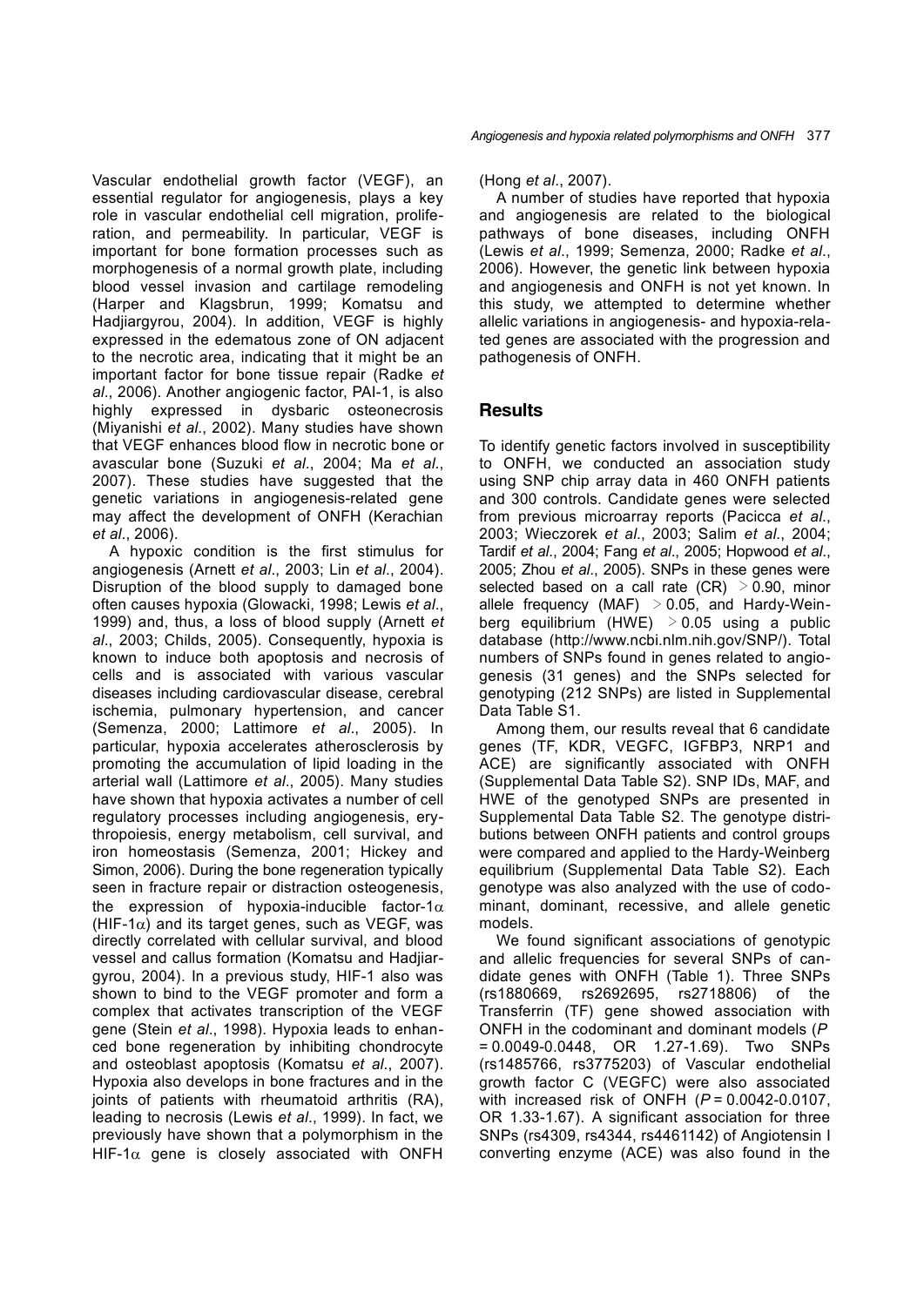Vascular endothelial growth factor (VEGF), an essential regulator for angiogenesis, plays a key role in vascular endothelial cell migration, proliferation, and permeability. In particular, VEGF is important for bone formation processes such as morphogenesis of a normal growth plate, including blood vessel invasion and cartilage remodeling (Harper and Klagsbrun, 1999; Komatsu and Hadjiargyrou, 2004). In addition, VEGF is highly expressed in the edematous zone of ON adjacent to the necrotic area, indicating that it might be an important factor for bone tissue repair (Radke *et al*., 2006). Another angiogenic factor, PAI-1, is also highly expressed in dysbaric osteonecrosis (Miyanishi *et al*., 2002). Many studies have shown that VEGF enhances blood flow in necrotic bone or avascular bone (Suzuki *et al*., 2004; Ma *et al*., 2007). These studies have suggested that the genetic variations in angiogenesis-related gene may affect the development of ONFH (Kerachian *et al*., 2006).

A hypoxic condition is the first stimulus for angiogenesis (Arnett *et al*., 2003; Lin *et al*., 2004). Disruption of the blood supply to damaged bone often causes hypoxia (Glowacki, 1998; Lewis *et al*., 1999) and, thus, a loss of blood supply (Arnett *et al*., 2003; Childs, 2005). Consequently, hypoxia is known to induce both apoptosis and necrosis of cells and is associated with various vascular diseases including cardiovascular disease, cerebral ischemia, pulmonary hypertension, and cancer (Semenza, 2000; Lattimore *et al*., 2005). In particular, hypoxia accelerates atherosclerosis by promoting the accumulation of lipid loading in the arterial wall (Lattimore *et al*., 2005). Many studies have shown that hypoxia activates a number of cell regulatory processes including angiogenesis, erythropoiesis, energy metabolism, cell survival, and iron homeostasis (Semenza, 2001; Hickey and Simon, 2006). During the bone regeneration typically seen in fracture repair or distraction osteogenesis, the expression of hypoxia-inducible factor-1$\alpha$ (HIF-1$\alpha$) and its target genes, such as VEGF, was directly correlated with cellular survival, and blood vessel and callus formation (Komatsu and Hadjiargyrou, 2004). In a previous study, HIF-1 also was shown to bind to the VEGF promoter and form a complex that activates transcription of the VEGF gene (Stein *et al*., 1998). Hypoxia leads to enhanced bone regeneration by inhibiting chondrocyte and osteoblast apoptosis (Komatsu *et al*., 2007). Hypoxia also develops in bone fractures and in the joints of patients with rheumatoid arthritis (RA), leading to necrosis (Lewis *et al*., 1999). In fact, we previously have shown that a polymorphism in the HIF-1$\alpha$ gene is closely associated with ONFH (Hong *et al*., 2007).

A number of studies have reported that hypoxia and angiogenesis are related to the biological pathways of bone diseases, including ONFH (Lewis *et al*., 1999; Semenza, 2000; Radke *et al*., 2006). However, the genetic link between hypoxia and angiogenesis and ONFH is not yet known. In this study, we attempted to determine whether allelic variations in angiogenesis- and hypoxia-related genes are associated with the progression and pathogenesis of ONFH.

## Results

To identify genetic factors involved in susceptibility to ONFH, we conducted an association study using SNP chip array data in 460 ONFH patients and 300 controls. Candidate genes were selected from previous microarray reports (Pacicca *et al*., 2003; Wieczorek *et al*., 2003; Salim *et al*., 2004; Tardif *et al*., 2004; Fang *et al*., 2005; Hopwood *et al*., 2005; Zhou *et al*., 2005). SNPs in these genes were selected based on a call rate (CR) $>$ 0.90, minor allele frequency (MAF) $>$ 0.05, and Hardy-Weinberg equilibrium (HWE) $>$ 0.05 using a public database (http://www.ncbi.nlm.nih.gov/SNP/). Total numbers of SNPs found in genes related to angiogenesis (31 genes) and the SNPs selected for genotyping (212 SNPs) are listed in Supplemental Data Table S1.

Among them, our results reveal that 6 candidate genes (TF, KDR, VEGFC, IGFBP3, NRP1 and ACE) are significantly associated with ONFH (Supplemental Data Table S2). SNP IDs, MAF, and HWE of the genotyped SNPs are presented in Supplemental Data Table S2. The genotype distributions between ONFH patients and control groups were compared and applied to the Hardy-Weinberg equilibrium (Supplemental Data Table S2). Each genotype was also analyzed with the use of codominant, dominant, recessive, and allele genetic models.

We found significant associations of genotypic and allelic frequencies for several SNPs of candidate genes with ONFH (Table 1). Three SNPs (rs1880669, rs2692695, rs2718806) of the Transferrin (TF) gene showed association with ONFH in the codominant and dominant models ($P$ = 0.0049-0.0448, OR 1.27-1.69). Two SNPs (rs1485766, rs3775203) of Vascular endothelial growth factor C (VEGFC) were also associated with increased risk of ONFH ($P$ = 0.0042-0.0107, OR 1.33-1.67). A significant association for three SNPs (rs4309, rs4344, rs4461142) of Angiotensin I converting enzyme (ACE) was also found in the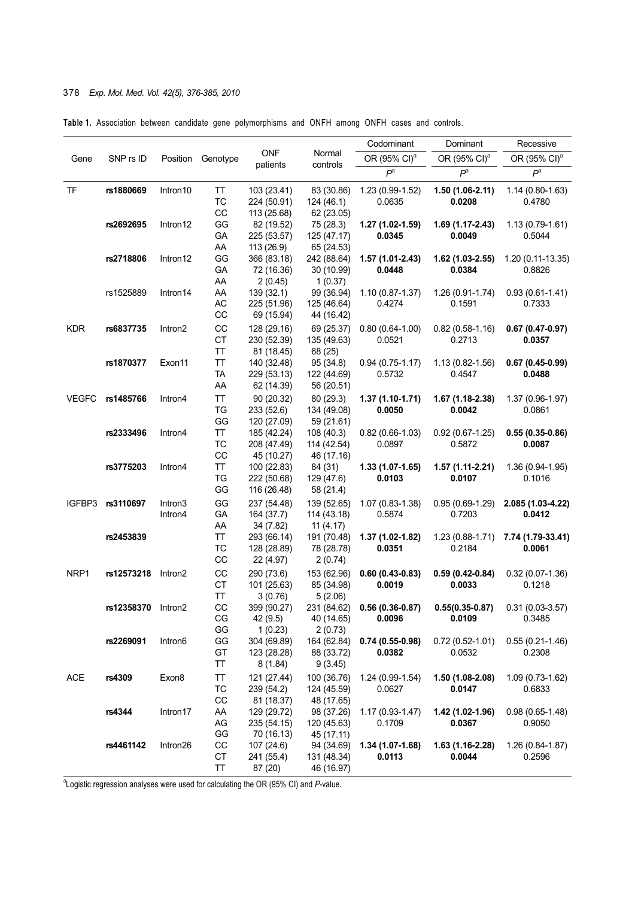**Table 1.** Association between candidate gene polymorphisms and ONFH among ONFH cases and controls.

| Gene | SNP rs ID | Position | Genotype | ONF patients | Normal controls | Codominant OR (95% CI)[a] / $P$[a] | Dominant OR (95% CI)[a] / $P$[a] | Recessive OR (95% CI)[a] / $P$[a] |
|---|---|---|---|---|---|---|---|---|
| TF | **rs1880669** | Intron10 | TT | 103 (23.41) | 83 (30.86) | 1.23 (0.99-1.52) | **1.50 (1.06-2.11)** | 1.14 (0.80-1.63) |
| | | | TC | 224 (50.91) | 124 (46.1) | 0.0635 | **0.0208** | 0.4780 |
| | | | CC | 113 (25.68) | 62 (23.05) | | | |
| | **rs2692695** | Intron12 | GG | 82 (19.52) | 75 (28.3) | **1.27 (1.02-1.59)** | **1.69 (1.17-2.43)** | 1.13 (0.79-1.61) |
| | | | GA | 225 (53.57) | 125 (47.17) | **0.0345** | **0.0049** | 0.5044 |
| | | | AA | 113 (26.9) | 65 (24.53) | | | |
| | **rs2718806** | Intron12 | GG | 366 (83.18) | 242 (88.64) | **1.57 (1.01-2.43)** | **1.62 (1.03-2.55)** | 1.20 (0.11-13.35) |
| | | | GA | 72 (16.36) | 30 (10.99) | **0.0448** | **0.0384** | 0.8826 |
| | | | AA | 2 (0.45) | 1 (0.37) | | | |
| | rs1525889 | Intron14 | AA | 139 (32.1) | 99 (36.94) | 1.10 (0.87-1.37) | 1.26 (0.91-1.74) | 0.93 (0.61-1.41) |
| | | | AC | 225 (51.96) | 125 (46.64) | 0.4274 | 0.1591 | 0.7333 |
| | | | CC | 69 (15.94) | 44 (16.42) | | | |
| KDR | **rs6837735** | Intron2 | CC | 128 (29.16) | 69 (25.37) | 0.80 (0.64-1.00) | 0.82 (0.58-1.16) | **0.67 (0.47-0.97)** |
| | | | CT | 230 (52.39) | 135 (49.63) | 0.0521 | 0.2713 | **0.0357** |
| | | | TT | 81 (18.45) | 68 (25) | | | |
| | **rs1870377** | Exon11 | TT | 140 (32.48) | 95 (34.8) | 0.94 (0.75-1.17) | 1.13 (0.82-1.56) | **0.67 (0.45-0.99)** |
| | | | TA | 229 (53.13) | 122 (44.69) | 0.5732 | 0.4547 | **0.0488** |
| | | | AA | 62 (14.39) | 56 (20.51) | | | |
| VEGFC | **rs1485766** | Intron4 | TT | 90 (20.32) | 80 (29.3) | **1.37 (1.10-1.71)** | **1.67 (1.18-2.38)** | 1.37 (0.96-1.97) |
| | | | TG | 233 (52.6) | 134 (49.08) | **0.0050** | **0.0042** | 0.0861 |
| | | | GG | 120 (27.09) | 59 (21.61) | | | |
| | **rs2333496** | Intron4 | TT | 185 (42.24) | 108 (40.3) | 0.82 (0.66-1.03) | 0.92 (0.67-1.25) | **0.55 (0.35-0.86)** |
| | | | TC | 208 (47.49) | 114 (42.54) | 0.0897 | 0.5872 | **0.0087** |
| | | | CC | 45 (10.27) | 46 (17.16) | | | |
| | **rs3775203** | Intron4 | TT | 100 (22.83) | 84 (31) | **1.33 (1.07-1.65)** | **1.57 (1.11-2.21)** | 1.36 (0.94-1.95) |
| | | | TG | 222 (50.68) | 129 (47.6) | **0.0103** | **0.0107** | 0.1016 |
| | | | GG | 116 (26.48) | 58 (21.4) | | | |
| IGFBP3 | **rs3110697** | Intron3 Intron4 | GG | 237 (54.48) | 139 (52.65) | 1.07 (0.83-1.38) | 0.95 (0.69-1.29) | **2.085 (1.03-4.22)** |
| | | | GA | 164 (37.7) | 114 (43.18) | 0.5874 | 0.7203 | **0.0412** |
| | | | AA | 34 (7.82) | 11 (4.17) | | | |
| | **rs2453839** | | TT | 293 (66.14) | 191 (70.48) | **1.37 (1.02-1.82)** | 1.23 (0.88-1.71) | **7.74 (1.79-33.41)** |
| | | | TC | 128 (28.89) | 78 (28.78) | **0.0351** | 0.2184 | **0.0061** |
| | | | CC | 22 (4.97) | 2 (0.74) | | | |
| NRP1 | **rs12573218** | Intron2 | CC | 290 (73.6) | 153 (62.96) | **0.60 (0.43-0.83)** | **0.59 (0.42-0.84)** | 0.32 (0.07-1.36) |
| | | | CT | 101 (25.63) | 85 (34.98) | **0.0019** | **0.0033** | 0.1218 |
| | | | TT | 3 (0.76) | 5 (2.06) | | | |
| | **rs12358370** | Intron2 | CC | 399 (90.27) | 231 (84.62) | **0.56 (0.36-0.87)** | **0.55(0.35-0.87)** | 0.31 (0.03-3.57) |
| | | | CG | 42 (9.5) | 40 (14.65) | **0.0096** | **0.0109** | 0.3485 |
| | | | GG | 1 (0.23) | 2 (0.73) | | | |
| | **rs2269091** | Intron6 | GG | 304 (69.89) | 164 (62.84) | **0.74 (0.55-0.98)** | 0.72 (0.52-1.01) | 0.55 (0.21-1.46) |
| | | | GT | 123 (28.28) | 88 (33.72) | **0.0382** | 0.0532 | 0.2308 |
| | | | TT | 8 (1.84) | 9 (3.45) | | | |
| ACE | **rs4309** | Exon8 | TT | 121 (27.44) | 100 (36.76) | 1.24 (0.99-1.54) | **1.50 (1.08-2.08)** | 1.09 (0.73-1.62) |
| | | | TC | 239 (54.2) | 124 (45.59) | 0.0627 | **0.0147** | 0.6833 |
| | | | CC | 81 (18.37) | 48 (17.65) | | | |
| | **rs4344** | Intron17 | AA | 129 (29.72) | 98 (37.26) | 1.17 (0.93-1.47) | **1.42 (1.02-1.96)** | 0.98 (0.65-1.48) |
| | | | AG | 235 (54.15) | 120 (45.63) | 0.1709 | **0.0367** | 0.9050 |
| | | | GG | 70 (16.13) | 45 (17.11) | | | |
| | **rs4461142** | Intron26 | CC | 107 (24.6) | 94 (34.69) | **1.34 (1.07-1.68)** | **1.63 (1.16-2.28)** | 1.26 (0.84-1.87) |
| | | | CT | 241 (55.4) | 131 (48.34) | **0.0113** | **0.0044** | 0.2596 |
| | | | TT | 87 (20) | 46 (16.97) | | | |

[a]Logistic regression analyses were used for calculating the OR (95% CI) and $P$-value.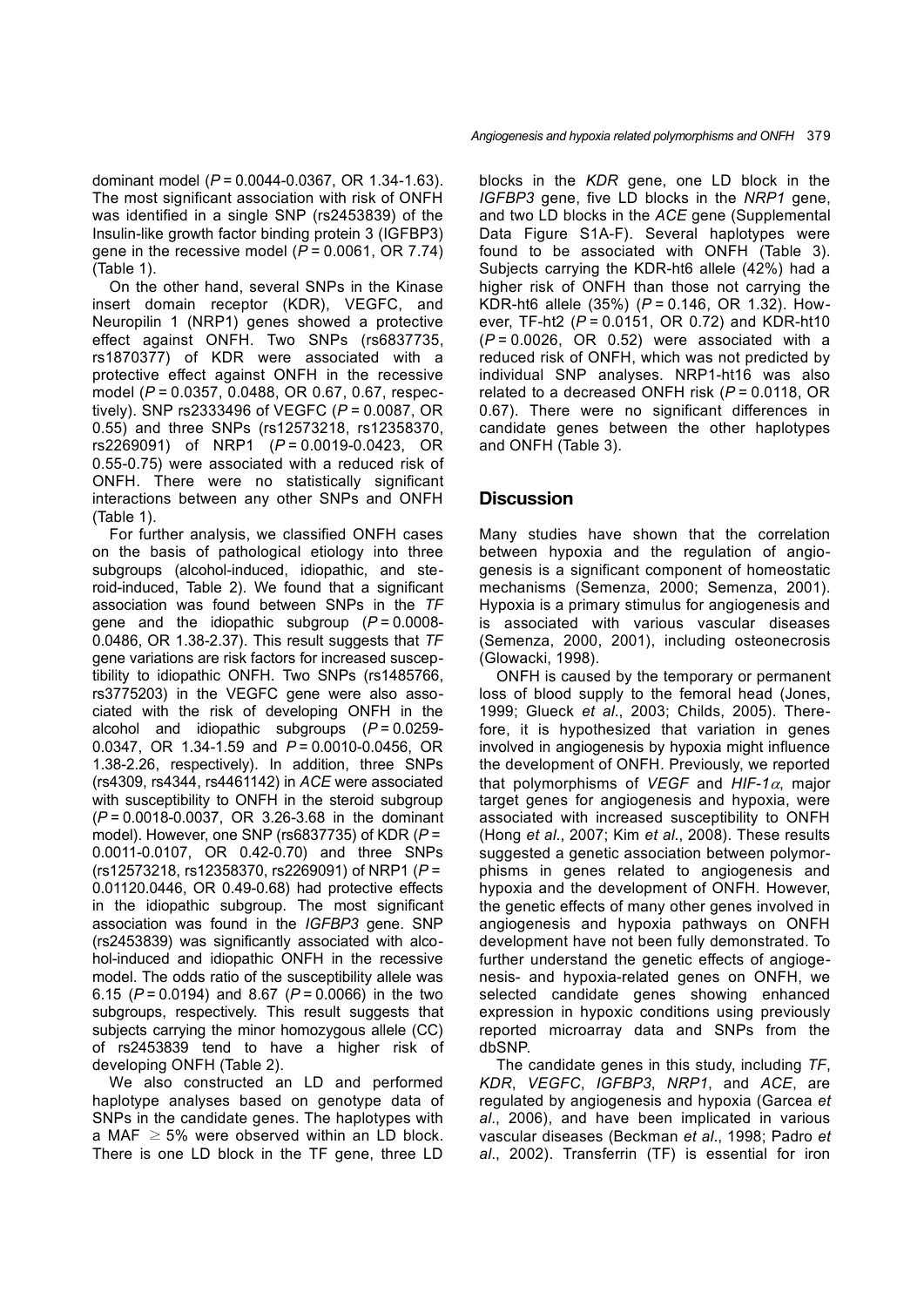dominant model ($P = 0.0044$-$0.0367$, OR 1.34-1.63). The most significant association with risk of ONFH was identified in a single SNP (rs2453839) of the Insulin-like growth factor binding protein 3 (IGFBP3) gene in the recessive model ($P = 0.0061$, OR 7.74) (Table 1).

On the other hand, several SNPs in the Kinase insert domain receptor (KDR), VEGFC, and Neuropilin 1 (NRP1) genes showed a protective effect against ONFH. Two SNPs (rs6837735, rs1870377) of KDR were associated with a protective effect against ONFH in the recessive model ($P = 0.0357$, 0.0488, OR 0.67, 0.67, respectively). SNP rs2333496 of VEGFC ($P = 0.0087$, OR 0.55) and three SNPs (rs12573218, rs12358370, rs2269091) of NRP1 ($P = 0.0019$-$0.0423$, OR 0.55-0.75) were associated with a reduced risk of ONFH. There were no statistically significant interactions between any other SNPs and ONFH (Table 1).

For further analysis, we classified ONFH cases on the basis of pathological etiology into three subgroups (alcohol-induced, idiopathic, and steroid-induced, Table 2). We found that a significant association was found between SNPs in the *TF* gene and the idiopathic subgroup ($P = 0.0008$-$0.0486$, OR 1.38-2.37). This result suggests that *TF* gene variations are risk factors for increased susceptibility to idiopathic ONFH. Two SNPs (rs1485766, rs3775203) in the VEGFC gene were also associated with the risk of developing ONFH in the alcohol and idiopathic subgroups ($P = 0.0259$-$0.0347$, OR 1.34-1.59 and $P = 0.0010$-$0.0456$, OR 1.38-2.26, respectively). In addition, three SNPs (rs4309, rs4344, rs4461142) in *ACE* were associated with susceptibility to ONFH in the steroid subgroup ($P = 0.0018$-$0.0037$, OR 3.26-3.68 in the dominant model). However, one SNP (rs6837735) of KDR ($P = 0.0011$-$0.0107$, OR 0.42-0.70) and three SNPs (rs12573218, rs12358370, rs2269091) of NRP1 ($P =$ 0.01120.0446, OR 0.49-0.68) had protective effects in the idiopathic subgroup. The most significant association was found in the *IGFBP3* gene. SNP (rs2453839) was significantly associated with alcohol-induced and idiopathic ONFH in the recessive model. The odds ratio of the susceptibility allele was 6.15 ($P = 0.0194$) and 8.67 ($P = 0.0066$) in the two subgroups, respectively. This result suggests that subjects carrying the minor homozygous allele (CC) of rs2453839 tend to have a higher risk of developing ONFH (Table 2).

We also constructed an LD and performed haplotype analyses based on genotype data of SNPs in the candidate genes. The haplotypes with a MAF $\geq 5\%$ were observed within an LD block. There is one LD block in the TF gene, three LD blocks in the *KDR* gene, one LD block in the *IGFBP3* gene, five LD blocks in the *NRP1* gene, and two LD blocks in the *ACE* gene (Supplemental Data Figure S1A-F). Several haplotypes were found to be associated with ONFH (Table 3). Subjects carrying the KDR-ht6 allele (42%) had a higher risk of ONFH than those not carrying the KDR-ht6 allele (35%) ($P = 0.146$, OR 1.32). However, TF-ht2 ($P = 0.0151$, OR 0.72) and KDR-ht10 ($P = 0.0026$, OR 0.52) were associated with a reduced risk of ONFH, which was not predicted by individual SNP analyses. NRP1-ht16 was also related to a decreased ONFH risk ($P = 0.0118$, OR 0.67). There were no significant differences in candidate genes between the other haplotypes and ONFH (Table 3).

## Discussion

Many studies have shown that the correlation between hypoxia and the regulation of angiogenesis is a significant component of homeostatic mechanisms (Semenza, 2000; Semenza, 2001). Hypoxia is a primary stimulus for angiogenesis and is associated with various vascular diseases (Semenza, 2000, 2001), including osteonecrosis (Glowacki, 1998).

ONFH is caused by the temporary or permanent loss of blood supply to the femoral head (Jones, 1999; Glueck *et al*., 2003; Childs, 2005). Therefore, it is hypothesized that variation in genes involved in angiogenesis by hypoxia might influence the development of ONFH. Previously, we reported that polymorphisms of *VEGF* and *HIF-1$\alpha$*, major target genes for angiogenesis and hypoxia, were associated with increased susceptibility to ONFH (Hong *et al*., 2007; Kim *et al*., 2008). These results suggested a genetic association between polymorphisms in genes related to angiogenesis and hypoxia and the development of ONFH. However, the genetic effects of many other genes involved in angiogenesis and hypoxia pathways on ONFH development have not been fully demonstrated. To further understand the genetic effects of angiogenesis- and hypoxia-related genes on ONFH, we selected candidate genes showing enhanced expression in hypoxic conditions using previously reported microarray data and SNPs from the dbSNP.

The candidate genes in this study, including *TF*, *KDR*, *VEGFC*, *IGFBP3*, *NRP1*, and *ACE*, are regulated by angiogenesis and hypoxia (Garcea *et al*., 2006), and have been implicated in various vascular diseases (Beckman *et al*., 1998; Padro *et al*., 2002). Transferrin (TF) is essential for iron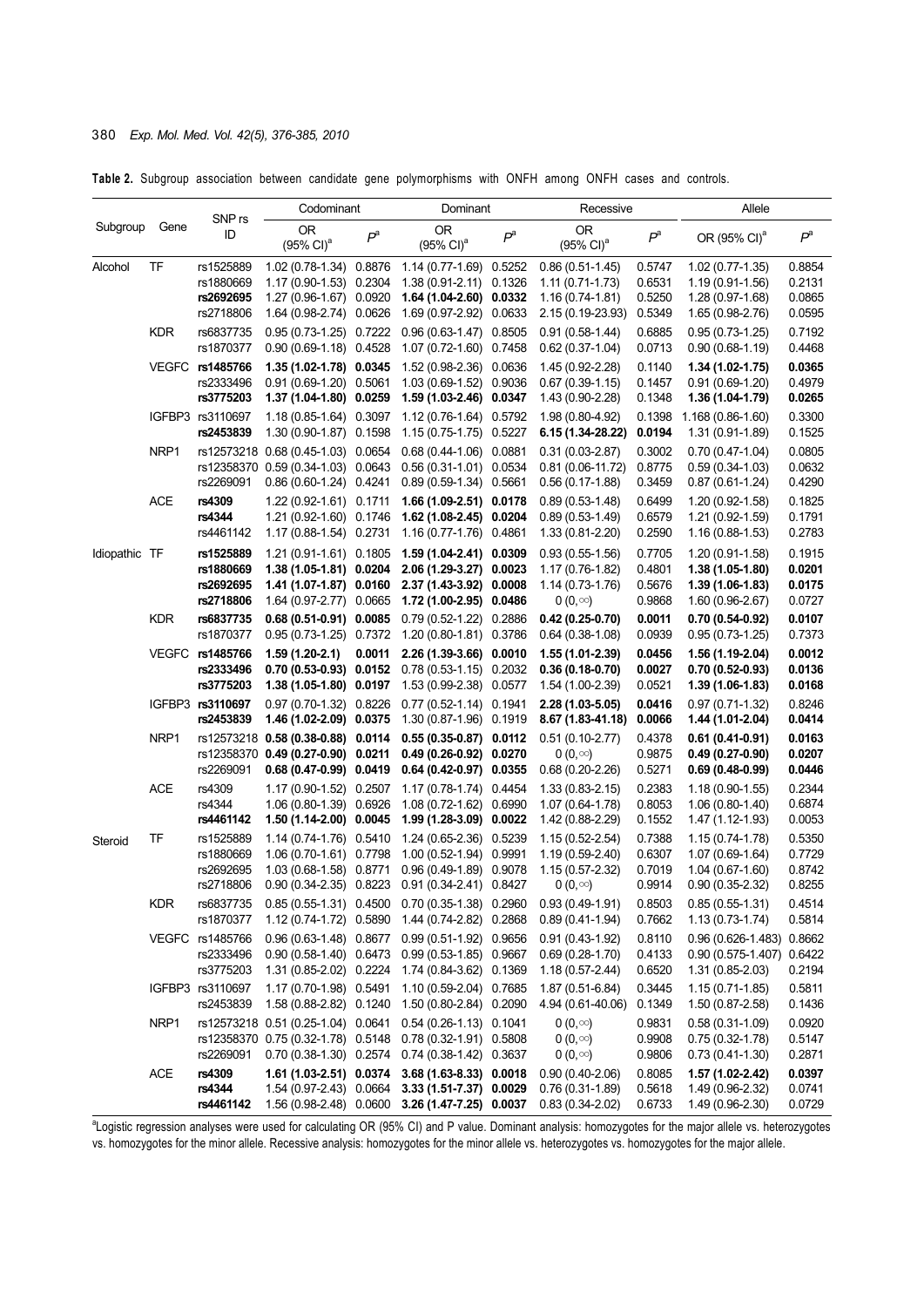**Table 2.** Subgroup association between candidate gene polymorphisms with ONFH among ONFH cases and controls.

| Subgroup | Gene | SNP rs ID | Codominant | | Dominant | | Recessive | | Allele | |
|---|---|---|---|---|---|---|---|---|---|---|
| | | | OR (95% CI)[a] | $P^a$ | OR (95% CI)[a] | $P^a$ | OR (95% CI)[a] | $P^a$ | OR (95% CI)[a] | $P^a$ |
| Alcohol | TF | rs1525889 | 1.02 (0.78-1.34) | 0.8876 | 1.14 (0.77-1.69) | 0.5252 | 0.86 (0.51-1.45) | 0.5747 | 1.02 (0.77-1.35) | 0.8854 |
| | | rs1880669 | 1.17 (0.90-1.53) | 0.2304 | 1.38 (0.91-2.11) | 0.1326 | 1.11 (0.71-1.73) | 0.6531 | 1.19 (0.91-1.56) | 0.2131 |
| | | **rs2692695** | 1.27 (0.96-1.67) | 0.0920 | **1.64 (1.04-2.60)** | **0.0332** | 1.16 (0.74-1.81) | 0.5250 | 1.28 (0.97-1.68) | 0.0865 |
| | | rs2718806 | 1.64 (0.98-2.74) | 0.0626 | 1.69 (0.97-2.92) | 0.0633 | 2.15 (0.19-23.93) | 0.5349 | 1.65 (0.98-2.76) | 0.0595 |
| | KDR | rs6837735 | 0.95 (0.73-1.25) | 0.7222 | 0.96 (0.63-1.47) | 0.8505 | 0.91 (0.58-1.44) | 0.6885 | 0.95 (0.73-1.25) | 0.7192 |
| | | rs1870377 | 0.90 (0.69-1.18) | 0.4528 | 1.07 (0.72-1.60) | 0.7458 | 0.62 (0.37-1.04) | 0.0713 | 0.90 (0.68-1.19) | 0.4468 |
| | VEGFC | **rs1485766** | **1.35 (1.02-1.78)** | **0.0345** | 1.52 (0.98-2.36) | 0.0636 | 1.45 (0.92-2.28) | 0.1140 | **1.34 (1.02-1.75)** | **0.0365** |
| | | rs2333496 | 0.91 (0.69-1.20) | 0.5061 | 1.03 (0.69-1.52) | 0.9036 | 0.67 (0.39-1.15) | 0.1457 | 0.91 (0.69-1.20) | 0.4979 |
| | | **rs3775203** | **1.37 (1.04-1.80)** | **0.0259** | **1.59 (1.03-2.46)** | **0.0347** | 1.43 (0.90-2.28) | 0.1348 | **1.36 (1.04-1.79)** | **0.0265** |
| | IGFBP3 | rs3110697 | 1.18 (0.85-1.64) | 0.3097 | 1.12 (0.76-1.64) | 0.5792 | 1.98 (0.80-4.92) | 0.1398 | 1.168 (0.86-1.60) | 0.3300 |
| | | **rs2453839** | 1.30 (0.90-1.87) | 0.1598 | 1.15 (0.75-1.75) | 0.5227 | **6.15 (1.34-28.22)** | **0.0194** | 1.31 (0.91-1.89) | 0.1525 |
| | NRP1 | rs12573218 | 0.68 (0.45-1.03) | 0.0654 | 0.68 (0.44-1.06) | 0.0881 | 0.31 (0.03-2.87) | 0.3002 | 0.70 (0.47-1.04) | 0.0805 |
| | | rs12358370 | 0.59 (0.34-1.03) | 0.0643 | 0.56 (0.31-1.01) | 0.0534 | 0.81 (0.06-11.72) | 0.8775 | 0.59 (0.34-1.03) | 0.0632 |
| | | rs2269091 | 0.86 (0.60-1.24) | 0.4241 | 0.89 (0.59-1.34) | 0.5661 | 0.56 (0.17-1.88) | 0.3459 | 0.87 (0.61-1.24) | 0.4290 |
| | ACE | **rs4309** | 1.22 (0.92-1.61) | 0.1711 | **1.66 (1.09-2.51)** | **0.0178** | 0.89 (0.53-1.48) | 0.6499 | 1.20 (0.92-1.58) | 0.1825 |
| | | **rs4344** | 1.21 (0.92-1.60) | 0.1746 | **1.62 (1.08-2.45)** | **0.0204** | 0.89 (0.53-1.49) | 0.6579 | 1.21 (0.92-1.59) | 0.1791 |
| | | rs4461142 | 1.17 (0.88-1.54) | 0.2731 | 1.16 (0.77-1.76) | 0.4861 | 1.33 (0.81-2.20) | 0.2590 | 1.16 (0.88-1.53) | 0.2783 |
| Idiopathic | TF | **rs1525889** | 1.21 (0.91-1.61) | 0.1805 | **1.59 (1.04-2.41)** | **0.0309** | 0.93 (0.55-1.56) | 0.7705 | 1.20 (0.91-1.58) | 0.1915 |
| | | **rs1880669** | **1.38 (1.05-1.81)** | **0.0204** | **2.06 (1.29-3.27)** | **0.0023** | 1.17 (0.76-1.82) | 0.4801 | **1.38 (1.05-1.80)** | **0.0201** |
| | | **rs2692695** | **1.41 (1.07-1.87)** | **0.0160** | **2.37 (1.43-3.92)** | **0.0008** | 1.14 (0.73-1.76) | 0.5676 | **1.39 (1.06-1.83)** | **0.0175** |
| | | **rs2718806** | 1.64 (0.97-2.77) | 0.0665 | **1.72 (1.00-2.95)** | **0.0486** | 0 (0,∞) | 0.9868 | 1.60 (0.96-2.67) | 0.0727 |
| | KDR | **rs6837735** | **0.68 (0.51-0.91)** | **0.0085** | 0.79 (0.52-1.22) | 0.2886 | **0.42 (0.25-0.70)** | **0.0011** | **0.70 (0.54-0.92)** | **0.0107** |
| | | rs1870377 | 0.95 (0.73-1.25) | 0.7372 | 1.20 (0.80-1.81) | 0.3786 | 0.64 (0.38-1.08) | 0.0939 | 0.95 (0.73-1.25) | 0.7373 |
| | VEGFC | **rs1485766** | **1.59 (1.20-2.1)** | **0.0011** | **2.26 (1.39-3.66)** | **0.0010** | **1.55 (1.01-2.39)** | **0.0456** | **1.56 (1.19-2.04)** | **0.0012** |
| | | **rs2333496** | **0.70 (0.53-0.93)** | **0.0152** | 0.78 (0.53-1.15) | 0.2032 | **0.36 (0.18-0.70)** | **0.0027** | **0.70 (0.52-0.93)** | **0.0136** |
| | | **rs3775203** | **1.38 (1.05-1.80)** | **0.0197** | 1.53 (0.99-2.38) | 0.0577 | 1.54 (1.00-2.39) | 0.0521 | **1.39 (1.06-1.83)** | **0.0168** |
| | IGFBP3 | **rs3110697** | 0.97 (0.70-1.32) | 0.8226 | 0.77 (0.52-1.14) | 0.1941 | **2.28 (1.03-5.05)** | **0.0416** | 0.97 (0.71-1.32) | 0.8246 |
| | | **rs2453839** | **1.46 (1.02-2.09)** | **0.0375** | 1.30 (0.87-1.96) | 0.1919 | **8.67 (1.83-41.18)** | **0.0066** | **1.44 (1.01-2.04)** | **0.0414** |
| | NRP1 | **rs12573218** | **0.58 (0.38-0.88)** | **0.0114** | **0.55 (0.35-0.87)** | **0.0112** | 0.51 (0.10-2.77) | 0.4378 | **0.61 (0.41-0.91)** | **0.0163** |
| | | **rs12358370** | **0.49 (0.27-0.90)** | **0.0211** | **0.49 (0.26-0.92)** | **0.0270** | 0 (0,∞) | 0.9875 | **0.49 (0.27-0.90)** | **0.0207** |
| | | rs2269091 | **0.68 (0.47-0.99)** | **0.0419** | **0.64 (0.42-0.97)** | **0.0355** | 0.68 (0.20-2.26) | 0.5271 | **0.69 (0.48-0.99)** | **0.0446** |
| | ACE | rs4309 | 1.17 (0.90-1.52) | 0.2507 | 1.17 (0.78-1.74) | 0.4454 | 1.33 (0.83-2.15) | 0.2383 | 1.18 (0.90-1.55) | 0.2344 |
| | | rs4344 | 1.06 (0.80-1.39) | 0.6926 | 1.08 (0.72-1.62) | 0.6990 | 1.07 (0.64-1.78) | 0.8053 | 1.06 (0.80-1.40) | 0.6874 |
| | | **rs4461142** | **1.50 (1.14-2.00)** | **0.0045** | **1.99 (1.28-3.09)** | **0.0022** | 1.42 (0.88-2.29) | 0.1552 | 1.47 (1.12-1.93) | 0.0053 |
| Steroid | TF | rs1525889 | 1.14 (0.74-1.76) | 0.5410 | 1.24 (0.65-2.36) | 0.5239 | 1.15 (0.52-2.54) | 0.7388 | 1.15 (0.74-1.78) | 0.5350 |
| | | rs1880669 | 1.06 (0.70-1.61) | 0.7798 | 1.00 (0.52-1.94) | 0.9991 | 1.19 (0.59-2.40) | 0.6307 | 1.07 (0.69-1.64) | 0.7729 |
| | | rs2692695 | 1.03 (0.68-1.58) | 0.8771 | 0.96 (0.49-1.89) | 0.9078 | 1.15 (0.57-2.32) | 0.7019 | 1.04 (0.67-1.60) | 0.8742 |
| | | rs2718806 | 0.90 (0.34-2.35) | 0.8223 | 0.91 (0.34-2.41) | 0.8427 | 0 (0,∞) | 0.9914 | 0.90 (0.35-2.32) | 0.8255 |
| | KDR | rs6837735 | 0.85 (0.55-1.31) | 0.4500 | 0.70 (0.35-1.38) | 0.2960 | 0.93 (0.49-1.91) | 0.8503 | 0.85 (0.55-1.31) | 0.4514 |
| | | rs1870377 | 1.12 (0.74-1.72) | 0.5890 | 1.44 (0.74-2.82) | 0.2868 | 0.89 (0.41-1.94) | 0.7662 | 1.13 (0.73-1.74) | 0.5814 |
| | VEGFC | rs1485766 | 0.96 (0.63-1.48) | 0.8677 | 0.99 (0.51-1.92) | 0.9656 | 0.91 (0.43-1.92) | 0.8110 | 0.96 (0.626-1.483) | 0.8662 |
| | | rs2333496 | 0.90 (0.58-1.40) | 0.6473 | 0.99 (0.53-1.85) | 0.9667 | 0.69 (0.28-1.70) | 0.4133 | 0.90 (0.575-1.407) | 0.6422 |
| | | rs3775203 | 1.31 (0.85-2.02) | 0.2224 | 1.74 (0.84-3.62) | 0.1369 | 1.18 (0.57-2.44) | 0.6520 | 1.31 (0.85-2.03) | 0.2194 |
| | IGFBP3 | rs3110697 | 1.17 (0.70-1.98) | 0.5491 | 1.10 (0.59-2.04) | 0.7685 | 1.87 (0.51-6.84) | 0.3445 | 1.15 (0.71-1.85) | 0.5811 |
| | | rs2453839 | 1.58 (0.88-2.82) | 0.1240 | 1.50 (0.80-2.84) | 0.2090 | 4.94 (0.61-40.06) | 0.1349 | 1.50 (0.87-2.58) | 0.1436 |
| | NRP1 | rs12573218 | 0.51 (0.25-1.04) | 0.0641 | 0.54 (0.26-1.13) | 0.1041 | 0 (0,∞) | 0.9831 | 0.58 (0.31-1.09) | 0.0920 |
| | | rs12358370 | 0.75 (0.32-1.78) | 0.5148 | 0.78 (0.32-1.91) | 0.5808 | 0 (0,∞) | 0.9908 | 0.75 (0.32-1.78) | 0.5147 |
| | | rs2269091 | 0.70 (0.38-1.30) | 0.2574 | 0.74 (0.38-1.42) | 0.3637 | 0 (0,∞) | 0.9806 | 0.73 (0.41-1.30) | 0.2871 |
| | ACE | **rs4309** | **1.61 (1.03-2.51)** | **0.0374** | **3.68 (1.63-8.33)** | **0.0018** | 0.90 (0.40-2.06) | 0.8085 | **1.57 (1.02-2.42)** | **0.0397** |
| | | **rs4344** | 1.54 (0.97-2.43) | 0.0664 | **3.33 (1.51-7.37)** | **0.0029** | 0.76 (0.31-1.89) | 0.5618 | 1.49 (0.96-2.32) | 0.0741 |
| | | **rs4461142** | 1.56 (0.98-2.48) | 0.0600 | **3.26 (1.47-7.25)** | **0.0037** | 0.83 (0.34-2.02) | 0.6733 | 1.49 (0.96-2.30) | 0.0729 |

[a]Logistic regression analyses were used for calculating OR (95% CI) and P value. Dominant analysis: homozygotes for the major allele vs. heterozygotes vs. homozygotes for the minor allele. Recessive analysis: homozygotes for the minor allele vs. heterozygotes vs. homozygotes for the major allele.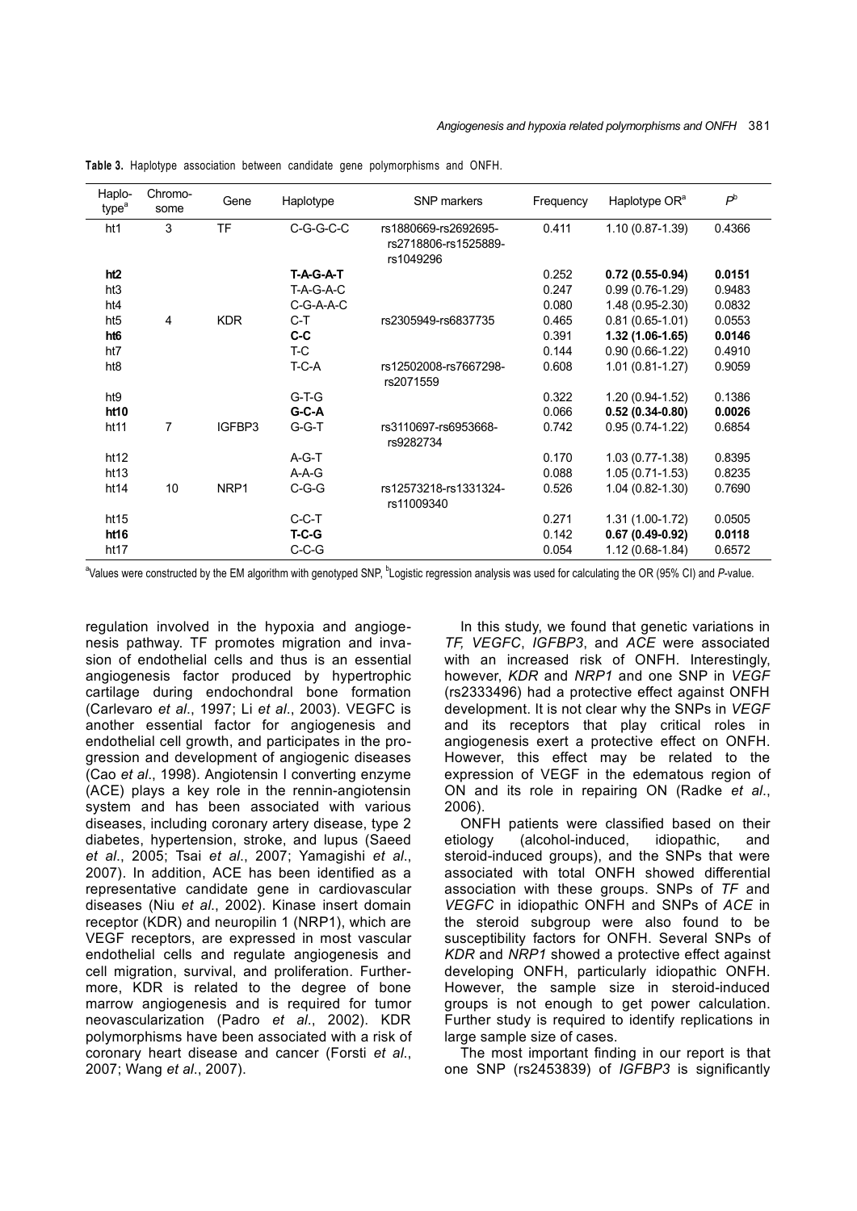**Table 3.** Haplotype association between candidate gene polymorphisms and ONFH.

| Haplotype[a] | Chromosome | Gene | Haplotype | SNP markers | Frequency | Haplotype OR[a] | $P^b$ |
|---|---|---|---|---|---|---|---|
| ht1 | 3 | TF | C-G-G-C-C | rs1880669-rs2692695-rs2718806-rs1525889-rs1049296 | 0.411 | 1.10 (0.87-1.39) | 0.4366 |
| **ht2** | | | **T-A-G-A-T** | | 0.252 | **0.72 (0.55-0.94)** | **0.0151** |
| ht3 | | | T-A-G-A-C | | 0.247 | 0.99 (0.76-1.29) | 0.9483 |
| ht4 | | | C-G-A-A-C | | 0.080 | 1.48 (0.95-2.30) | 0.0832 |
| ht5 | 4 | KDR | C-T | rs2305949-rs6837735 | 0.465 | 0.81 (0.65-1.01) | 0.0553 |
| **ht6** | | | **C-C** | | 0.391 | **1.32 (1.06-1.65)** | **0.0146** |
| ht7 | | | T-C | | 0.144 | 0.90 (0.66-1.22) | 0.4910 |
| ht8 | | | T-C-A | rs12502008-rs7667298-rs2071559 | 0.608 | 1.01 (0.81-1.27) | 0.9059 |
| ht9 | | | G-T-G | | 0.322 | 1.20 (0.94-1.52) | 0.1386 |
| **ht10** | | | **G-C-A** | | 0.066 | **0.52 (0.34-0.80)** | **0.0026** |
| ht11 | 7 | IGFBP3 | G-G-T | rs3110697-rs6953668-rs9282734 | 0.742 | 0.95 (0.74-1.22) | 0.6854 |
| ht12 | | | A-G-T | | 0.170 | 1.03 (0.77-1.38) | 0.8395 |
| ht13 | | | A-A-G | | 0.088 | 1.05 (0.71-1.53) | 0.8235 |
| ht14 | 10 | NRP1 | C-G-G | rs12573218-rs1331324-rs11009340 | 0.526 | 1.04 (0.82-1.30) | 0.7690 |
| ht15 | | | C-C-T | | 0.271 | 1.31 (1.00-1.72) | 0.0505 |
| **ht16** | | | **T-C-G** | | 0.142 | **0.67 (0.49-0.92)** | **0.0118** |
| ht17 | | | C-C-G | | 0.054 | 1.12 (0.68-1.84) | 0.6572 |

[a]Values were constructed by the EM algorithm with genotyped SNP, [b]Logistic regression analysis was used for calculating the OR (95% CI) and *P*-value.

regulation involved in the hypoxia and angiogenesis pathway. TF promotes migration and invasion of endothelial cells and thus is an essential angiogenesis factor produced by hypertrophic cartilage during endochondral bone formation (Carlevaro *et al*., 1997; Li *et al*., 2003). VEGFC is another essential factor for angiogenesis and endothelial cell growth, and participates in the progression and development of angiogenic diseases (Cao *et al*., 1998). Angiotensin I converting enzyme (ACE) plays a key role in the rennin-angiotensin system and has been associated with various diseases, including coronary artery disease, type 2 diabetes, hypertension, stroke, and lupus (Saeed *et al*., 2005; Tsai *et al*., 2007; Yamagishi *et al*., 2007). In addition, ACE has been identified as a representative candidate gene in cardiovascular diseases (Niu *et al*., 2002). Kinase insert domain receptor (KDR) and neuropilin 1 (NRP1), which are VEGF receptors, are expressed in most vascular endothelial cells and regulate angiogenesis and cell migration, survival, and proliferation. Furthermore, KDR is related to the degree of bone marrow angiogenesis and is required for tumor neovascularization (Padro *et al*., 2002). KDR polymorphisms have been associated with a risk of coronary heart disease and cancer (Forsti *et al*., 2007; Wang *et al*., 2007).

In this study, we found that genetic variations in *TF, VEGFC*, *IGFBP3*, and *ACE* were associated with an increased risk of ONFH. Interestingly, however, *KDR* and *NRP1* and one SNP in *VEGF* (rs2333496) had a protective effect against ONFH development. It is not clear why the SNPs in *VEGF* and its receptors that play critical roles in angiogenesis exert a protective effect on ONFH. However, this effect may be related to the expression of VEGF in the edematous region of ON and its role in repairing ON (Radke *et al*., 2006).

ONFH patients were classified based on their etiology (alcohol-induced, idiopathic, and steroid-induced groups), and the SNPs that were associated with total ONFH showed differential association with these groups. SNPs of *TF* and *VEGFC* in idiopathic ONFH and SNPs of *ACE* in the steroid subgroup were also found to be susceptibility factors for ONFH. Several SNPs of *KDR* and *NRP1* showed a protective effect against developing ONFH, particularly idiopathic ONFH. However, the sample size in steroid-induced groups is not enough to get power calculation. Further study is required to identify replications in large sample size of cases.

The most important finding in our report is that one SNP (rs2453839) of *IGFBP3* is significantly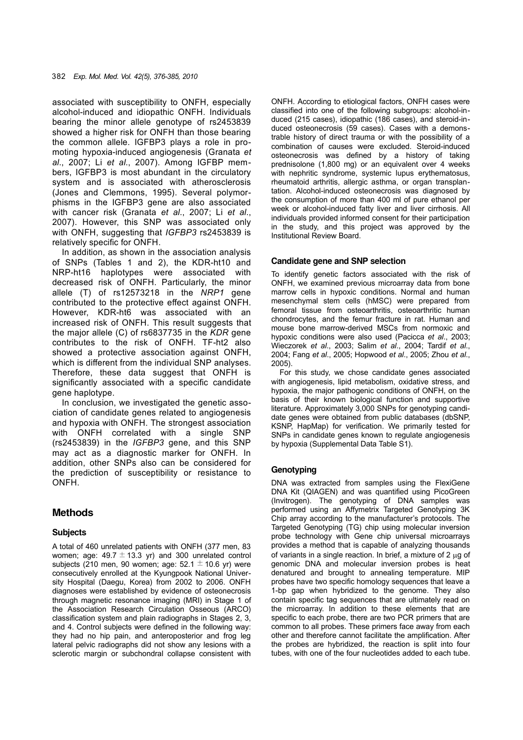associated with susceptibility to ONFH, especially alcohol-induced and idiopathic ONFH. Individuals bearing the minor allele genotype of rs2453839 showed a higher risk for ONFH than those bearing the common allele. IGFBP3 plays a role in promoting hypoxia-induced angiogenesis (Granata *et al*., 2007; Li *et al*., 2007). Among IGFBP members, IGFBP3 is most abundant in the circulatory system and is associated with atherosclerosis (Jones and Clemmons, 1995). Several polymorphisms in the IGFBP3 gene are also associated with cancer risk (Granata *et al*., 2007; Li *et al*., 2007). However, this SNP was associated only with ONFH, suggesting that *IGFBP3* rs2453839 is relatively specific for ONFH.

In addition, as shown in the association analysis of SNPs (Tables 1 and 2), the KDR-ht10 and NRP-ht16 haplotypes were associated with decreased risk of ONFH. Particularly, the minor allele (T) of rs12573218 in the *NRP1* gene contributed to the protective effect against ONFH. However, KDR-ht6 was associated with an increased risk of ONFH. This result suggests that the major allele (C) of rs6837735 in the *KDR* gene contributes to the risk of ONFH. TF-ht2 also showed a protective association against ONFH, which is different from the individual SNP analyses. Therefore, these data suggest that ONFH is significantly associated with a specific candidate gene haplotype.

In conclusion, we investigated the genetic association of candidate genes related to angiogenesis and hypoxia with ONFH. The strongest association with ONFH correlated with a single SNP (rs2453839) in the *IGFBP3* gene, and this SNP may act as a diagnostic marker for ONFH. In addition, other SNPs also can be considered for the prediction of susceptibility or resistance to ONFH.

## Methods

### Subjects

A total of 460 unrelated patients with ONFH (377 men, 83 women; age: 49.7 ± 13.3 yr) and 300 unrelated control subjects (210 men, 90 women; age: 52.1 ± 10.6 yr) were consecutively enrolled at the Kyungpook National University Hospital (Daegu, Korea) from 2002 to 2006. ONFH diagnoses were established by evidence of osteonecrosis through magnetic resonance imaging (MRI) in Stage 1 of the Association Research Circulation Osseous (ARCO) classification system and plain radiographs in Stages 2, 3, and 4. Control subjects were defined in the following way: they had no hip pain, and anteroposterior and frog leg lateral pelvic radiographs did not show any lesions with a sclerotic margin or subchondral collapse consistent with ONFH. According to etiological factors, ONFH cases were classified into one of the following subgroups: alcohol-induced (215 cases), idiopathic (186 cases), and steroid-induced osteonecrosis (59 cases). Cases with a demonstrable history of direct trauma or with the possibility of a combination of causes were excluded. Steroid-induced osteonecrosis was defined by a history of taking prednisolone (1,800 mg) or an equivalent over 4 weeks with nephritic syndrome, systemic lupus erythematosus, rheumatoid arthritis, allergic asthma, or organ transplantation. Alcohol-induced osteonecrosis was diagnosed by the consumption of more than 400 ml of pure ethanol per week or alcohol-induced fatty liver and liver cirrhosis. All individuals provided informed consent for their participation in the study, and this project was approved by the Institutional Review Board.

### Candidate gene and SNP selection

To identify genetic factors associated with the risk of ONFH, we examined previous microarray data from bone marrow cells in hypoxic conditions. Normal and human mesenchymal stem cells (hMSC) were prepared from femoral tissue from osteoarthritis, osteoarthritic human chondrocytes, and the femur fracture in rat. Human and mouse bone marrow-derived MSCs from normoxic and hypoxic conditions were also used (Pacicca *et al*., 2003; Wieczorek *et al*., 2003; Salim *et al*., 2004; Tardif *et al*., 2004; Fang *et al*., 2005; Hopwood *et al*., 2005; Zhou *et al*., 2005).

For this study, we chose candidate genes associated with angiogenesis, lipid metabolism, oxidative stress, and hypoxia, the major pathogenic conditions of ONFH, on the basis of their known biological function and supportive literature. Approximately 3,000 SNPs for genotyping candidate genes were obtained from public databases (dbSNP, KSNP, HapMap) for verification. We primarily tested for SNPs in candidate genes known to regulate angiogenesis by hypoxia (Supplemental Data Table S1).

### Genotyping

DNA was extracted from samples using the FlexiGene DNA Kit (QIAGEN) and was quantified using PicoGreen (Invitrogen). The genotyping of DNA samples was performed using an Affymetrix Targeted Genotyping 3K Chip array according to the manufacturer's protocols. The Targeted Genotyping (TG) chip using molecular inversion probe technology with Gene chip universal microarrays provides a method that is capable of analyzing thousands of variants in a single reaction. In brief, a mixture of 2 μg of genomic DNA and molecular inversion probes is heat denatured and brought to annealing temperature. MIP probes have two specific homology sequences that leave a 1-bp gap when hybridized to the genome. They also contain specific tag sequences that are ultimately read on the microarray. In addition to these elements that are specific to each probe, there are two PCR primers that are common to all probes. These primers face away from each other and therefore cannot facilitate the amplification. After the probes are hybridized, the reaction is split into four tubes, with one of the four nucleotides added to each tube.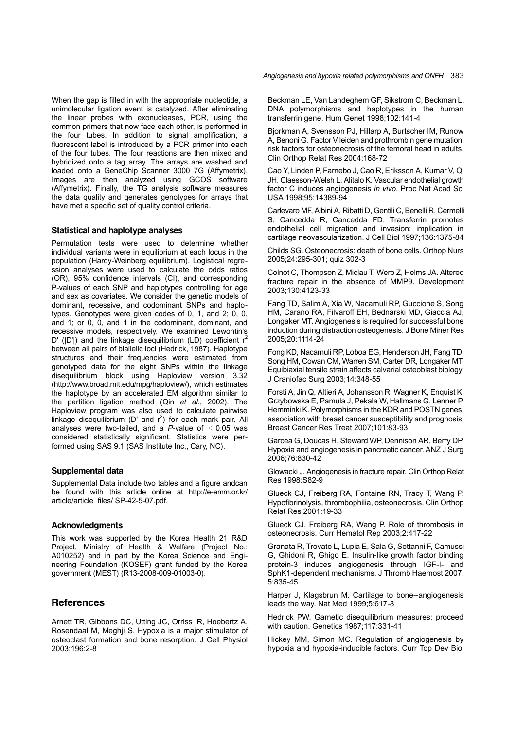When the gap is filled in with the appropriate nucleotide, a unimolecular ligation event is catalyzed. After eliminating the linear probes with exonucleases, PCR, using the common primers that now face each other, is performed in the four tubes. In addition to signal amplification, a fluorescent label is introduced by a PCR primer into each of the four tubes. The four reactions are then mixed and hybridized onto a tag array. The arrays are washed and loaded onto a GeneChip Scanner 3000 7G (Affymetrix). Images are then analyzed using GCOS software (Affymetrix). Finally, the TG analysis software measures the data quality and generates genotypes for arrays that have met a specific set of quality control criteria.

### Statistical and haplotype analyses

Permutation tests were used to determine whether individual variants were in equilibrium at each locus in the population (Hardy-Weinberg equilibrium). Logistical regression analyses were used to calculate the odds ratios (OR), 95% confidence intervals (CI), and corresponding P-values of each SNP and haplotypes controlling for age and sex as covariates. We consider the genetic models of dominant, recessive, and codominant SNPs and haplotypes. Genotypes were given codes of 0, 1, and 2; 0, 0, and 1; or 0, 0, and 1 in the codominant, dominant, and recessive models, respectively. We examined Lewontin's D' (|D'|) and the linkage disequilibrium (LD) coefficient $r^2$ between all pairs of biallelic loci (Hedrick, 1987). Haplotype structures and their frequencies were estimated from genotyped data for the eight SNPs within the linkage disequilibrium block using Haploview version 3.32 (http://www.broad.mit.edu/mpg/haploview/), which estimates the haplotype by an accelerated EM algorithm similar to the partition ligation method (Qin *et al*., 2002). The Haploview program was also used to calculate pairwise linkage disequilibrium (D' and $r^2$) for each mark pair. All analyses were two-tailed, and a *P*-value of $< 0.05$ was considered statistically significant. Statistics were performed using SAS 9.1 (SAS Institute Inc., Cary, NC).

### Supplemental data

Supplemental Data include two tables and a figure andcan be found with this article online at http://e-emm.or.kr/article/article_files/ SP-42-5-07.pdf.

### Acknowledgments

This work was supported by the Korea Health 21 R&D Project, Ministry of Health & Welfare (Project No.: A010252) and in part by the Korea Science and Engineering Foundation (KOSEF) grant funded by the Korea government (MEST) (R13-2008-009-01003-0).

## References

Arnett TR, Gibbons DC, Utting JC, Orriss IR, Hoebertz A, Rosendaal M, Meghji S. Hypoxia is a major stimulator of osteoclast formation and bone resorption. J Cell Physiol 2003;196:2-8

Beckman LE, Van Landeghem GF, Sikstrom C, Beckman L. DNA polymorphisms and haplotypes in the human transferrin gene. Hum Genet 1998;102:141-4

Bjorkman A, Svensson PJ, Hillarp A, Burtscher IM, Runow A, Benoni G. Factor V leiden and prothrombin gene mutation: risk factors for osteonecrosis of the femoral head in adults. Clin Orthop Relat Res 2004:168-72

Cao Y, Linden P, Farnebo J, Cao R, Eriksson A, Kumar V, Qi JH, Claesson-Welsh L, Alitalo K. Vascular endothelial growth factor C induces angiogenesis *in vivo*. Proc Nat Acad Sci USA 1998;95:14389-94

Carlevaro MF, Albini A, Ribatti D, Gentili C, Benelli R, Cermelli S, Cancedda R, Cancedda FD. Transferrin promotes endothelial cell migration and invasion: implication in cartilage neovascularization. J Cell Biol 1997;136:1375-84

Childs SG. Osteonecrosis: death of bone cells. Orthop Nurs 2005;24:295-301; quiz 302-3

Colnot C, Thompson Z, Miclau T, Werb Z, Helms JA. Altered fracture repair in the absence of MMP9. Development 2003;130:4123-33

Fang TD, Salim A, Xia W, Nacamuli RP, Guccione S, Song HM, Carano RA, Filvaroff EH, Bednarski MD, Giaccia AJ, Longaker MT. Angiogenesis is required for successful bone induction during distraction osteogenesis. J Bone Miner Res 2005;20:1114-24

Fong KD, Nacamuli RP, Loboa EG, Henderson JH, Fang TD, Song HM, Cowan CM, Warren SM, Carter DR, Longaker MT. Equibiaxial tensile strain affects calvarial osteoblast biology. J Craniofac Surg 2003;14:348-55

Forsti A, Jin Q, Altieri A, Johansson R, Wagner K, Enquist K, Grzybowska E, Pamula J, Pekala W, Hallmans G, Lenner P, Hemminki K. Polymorphisms in the KDR and POSTN genes: association with breast cancer susceptibility and prognosis. Breast Cancer Res Treat 2007;101:83-93

Garcea G, Doucas H, Steward WP, Dennison AR, Berry DP. Hypoxia and angiogenesis in pancreatic cancer. ANZ J Surg 2006;76:830-42

Glowacki J. Angiogenesis in fracture repair. Clin Orthop Relat Res 1998:S82-9

Glueck CJ, Freiberg RA, Fontaine RN, Tracy T, Wang P. Hypofibrinolysis, thrombophilia, osteonecrosis. Clin Orthop Relat Res 2001:19-33

Glueck CJ, Freiberg RA, Wang P. Role of thrombosis in osteonecrosis. Curr Hematol Rep 2003;2:417-22

Granata R, Trovato L, Lupia E, Sala G, Settanni F, Camussi G, Ghidoni R, Ghigo E. Insulin-like growth factor binding protein-3 induces angiogenesis through IGF-I- and SphK1-dependent mechanisms. J Thromb Haemost 2007; 5:835-45

Harper J, Klagsbrun M. Cartilage to bone--angiogenesis leads the way. Nat Med 1999;5:617-8

Hedrick PW. Gametic disequilibrium measures: proceed with caution. Genetics 1987;117:331-41

Hickey MM, Simon MC. Regulation of angiogenesis by hypoxia and hypoxia-inducible factors. Curr Top Dev Biol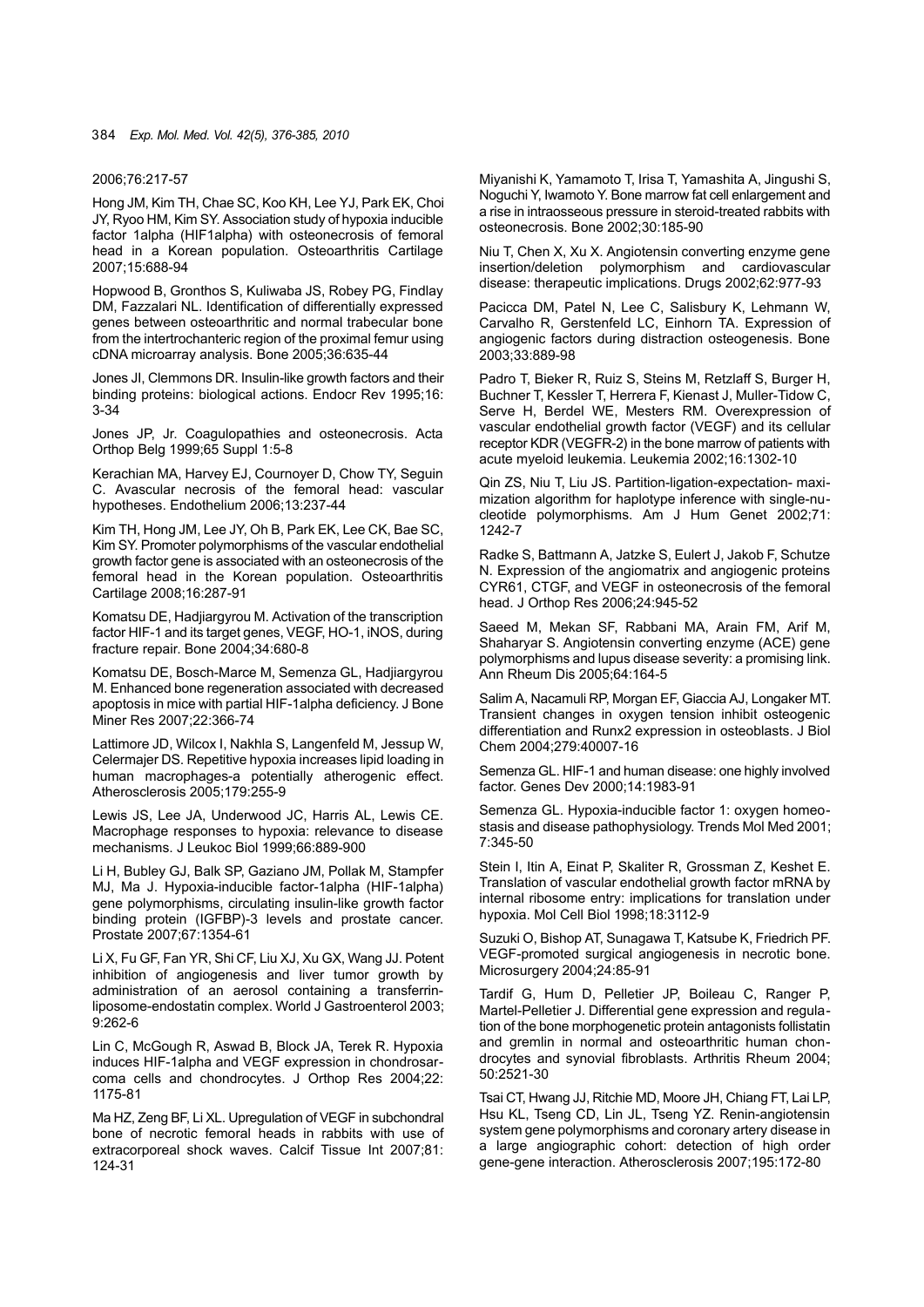2006;76:217-57

Hong JM, Kim TH, Chae SC, Koo KH, Lee YJ, Park EK, Choi JY, Ryoo HM, Kim SY. Association study of hypoxia inducible factor 1alpha (HIF1alpha) with osteonecrosis of femoral head in a Korean population. Osteoarthritis Cartilage 2007;15:688-94

Hopwood B, Gronthos S, Kuliwaba JS, Robey PG, Findlay DM, Fazzalari NL. Identification of differentially expressed genes between osteoarthritic and normal trabecular bone from the intertrochanteric region of the proximal femur using cDNA microarray analysis. Bone 2005;36:635-44

Jones JI, Clemmons DR. Insulin-like growth factors and their binding proteins: biological actions. Endocr Rev 1995;16: 3-34

Jones JP, Jr. Coagulopathies and osteonecrosis. Acta Orthop Belg 1999;65 Suppl 1:5-8

Kerachian MA, Harvey EJ, Cournoyer D, Chow TY, Seguin C. Avascular necrosis of the femoral head: vascular hypotheses. Endothelium 2006;13:237-44

Kim TH, Hong JM, Lee JY, Oh B, Park EK, Lee CK, Bae SC, Kim SY. Promoter polymorphisms of the vascular endothelial growth factor gene is associated with an osteonecrosis of the femoral head in the Korean population. Osteoarthritis Cartilage 2008;16:287-91

Komatsu DE, Hadjiargyrou M. Activation of the transcription factor HIF-1 and its target genes, VEGF, HO-1, iNOS, during fracture repair. Bone 2004;34:680-8

Komatsu DE, Bosch-Marce M, Semenza GL, Hadjiargyrou M. Enhanced bone regeneration associated with decreased apoptosis in mice with partial HIF-1alpha deficiency. J Bone Miner Res 2007;22:366-74

Lattimore JD, Wilcox I, Nakhla S, Langenfeld M, Jessup W, Celermajer DS. Repetitive hypoxia increases lipid loading in human macrophages-a potentially atherogenic effect. Atherosclerosis 2005;179:255-9

Lewis JS, Lee JA, Underwood JC, Harris AL, Lewis CE. Macrophage responses to hypoxia: relevance to disease mechanisms. J Leukoc Biol 1999;66:889-900

Li H, Bubley GJ, Balk SP, Gaziano JM, Pollak M, Stampfer MJ, Ma J. Hypoxia-inducible factor-1alpha (HIF-1alpha) gene polymorphisms, circulating insulin-like growth factor binding protein (IGFBP)-3 levels and prostate cancer. Prostate 2007;67:1354-61

Li X, Fu GF, Fan YR, Shi CF, Liu XJ, Xu GX, Wang JJ. Potent inhibition of angiogenesis and liver tumor growth by administration of an aerosol containing a transferrin-liposome-endostatin complex. World J Gastroenterol 2003; 9:262-6

Lin C, McGough R, Aswad B, Block JA, Terek R. Hypoxia induces HIF-1alpha and VEGF expression in chondrosarcoma cells and chondrocytes. J Orthop Res 2004;22: 1175-81

Ma HZ, Zeng BF, Li XL. Upregulation of VEGF in subchondral bone of necrotic femoral heads in rabbits with use of extracorporeal shock waves. Calcif Tissue Int 2007;81: 124-31

Miyanishi K, Yamamoto T, Irisa T, Yamashita A, Jingushi S, Noguchi Y, Iwamoto Y. Bone marrow fat cell enlargement and a rise in intraosseous pressure in steroid-treated rabbits with osteonecrosis. Bone 2002;30:185-90

Niu T, Chen X, Xu X. Angiotensin converting enzyme gene insertion/deletion polymorphism and cardiovascular disease: therapeutic implications. Drugs 2002;62:977-93

Pacicca DM, Patel N, Lee C, Salisbury K, Lehmann W, Carvalho R, Gerstenfeld LC, Einhorn TA. Expression of angiogenic factors during distraction osteogenesis. Bone 2003;33:889-98

Padro T, Bieker R, Ruiz S, Steins M, Retzlaff S, Burger H, Buchner T, Kessler T, Herrera F, Kienast J, Muller-Tidow C, Serve H, Berdel WE, Mesters RM. Overexpression of vascular endothelial growth factor (VEGF) and its cellular receptor KDR (VEGFR-2) in the bone marrow of patients with acute myeloid leukemia. Leukemia 2002;16:1302-10

Qin ZS, Niu T, Liu JS. Partition-ligation-expectation- maximization algorithm for haplotype inference with single-nucleotide polymorphisms. Am J Hum Genet 2002;71: 1242-7

Radke S, Battmann A, Jatzke S, Eulert J, Jakob F, Schutze N. Expression of the angiomatrix and angiogenic proteins CYR61, CTGF, and VEGF in osteonecrosis of the femoral head. J Orthop Res 2006;24:945-52

Saeed M, Mekan SF, Rabbani MA, Arain FM, Arif M, Shaharyar S. Angiotensin converting enzyme (ACE) gene polymorphisms and lupus disease severity: a promising link. Ann Rheum Dis 2005;64:164-5

Salim A, Nacamuli RP, Morgan EF, Giaccia AJ, Longaker MT. Transient changes in oxygen tension inhibit osteogenic differentiation and Runx2 expression in osteoblasts. J Biol Chem 2004;279:40007-16

Semenza GL. HIF-1 and human disease: one highly involved factor. Genes Dev 2000;14:1983-91

Semenza GL. Hypoxia-inducible factor 1: oxygen homeostasis and disease pathophysiology. Trends Mol Med 2001; 7:345-50

Stein I, Itin A, Einat P, Skaliter R, Grossman Z, Keshet E. Translation of vascular endothelial growth factor mRNA by internal ribosome entry: implications for translation under hypoxia. Mol Cell Biol 1998;18:3112-9

Suzuki O, Bishop AT, Sunagawa T, Katsube K, Friedrich PF. VEGF-promoted surgical angiogenesis in necrotic bone. Microsurgery 2004;24:85-91

Tardif G, Hum D, Pelletier JP, Boileau C, Ranger P, Martel-Pelletier J. Differential gene expression and regulation of the bone morphogenetic protein antagonists follistatin and gremlin in normal and osteoarthritic human chondrocytes and synovial fibroblasts. Arthritis Rheum 2004; 50:2521-30

Tsai CT, Hwang JJ, Ritchie MD, Moore JH, Chiang FT, Lai LP, Hsu KL, Tseng CD, Lin JL, Tseng YZ. Renin-angiotensin system gene polymorphisms and coronary artery disease in a large angiographic cohort: detection of high order gene-gene interaction. Atherosclerosis 2007;195:172-80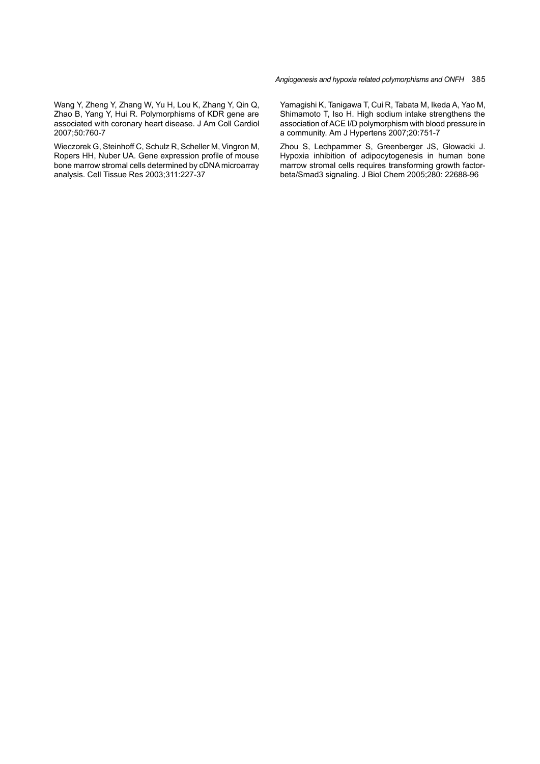Wang Y, Zheng Y, Zhang W, Yu H, Lou K, Zhang Y, Qin Q, Zhao B, Yang Y, Hui R. Polymorphisms of KDR gene are associated with coronary heart disease. J Am Coll Cardiol 2007;50:760-7

Wieczorek G, Steinhoff C, Schulz R, Scheller M, Vingron M, Ropers HH, Nuber UA. Gene expression profile of mouse bone marrow stromal cells determined by cDNA microarray analysis. Cell Tissue Res 2003;311:227-37

Yamagishi K, Tanigawa T, Cui R, Tabata M, Ikeda A, Yao M, Shimamoto T, Iso H. High sodium intake strengthens the association of ACE I/D polymorphism with blood pressure in a community. Am J Hypertens 2007;20:751-7

Zhou S, Lechpammer S, Greenberger JS, Glowacki J. Hypoxia inhibition of adipocytogenesis in human bone marrow stromal cells requires transforming growth factor-beta/Smad3 signaling. J Biol Chem 2005;280: 22688-96